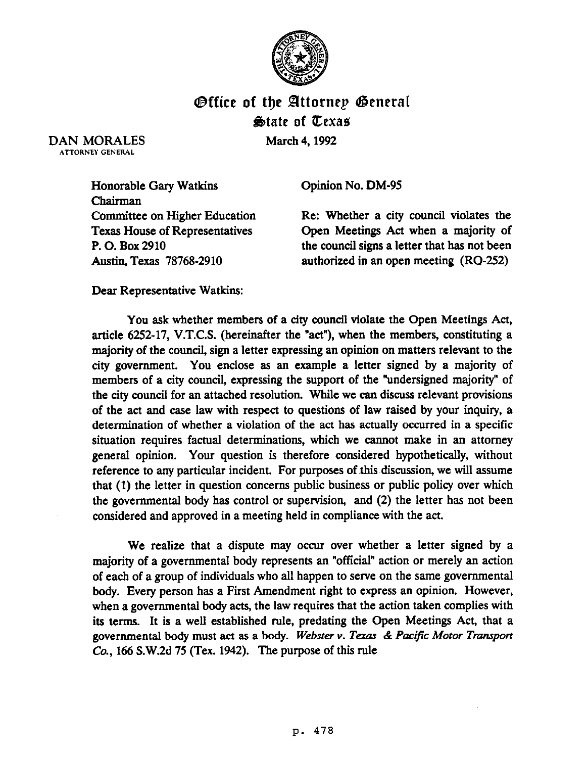# Office of the Attorney General
## State of Texas

DAN MORALES
ATTORNEY GENERAL

March 4, 1992

Honorable Gary Watkins
Chairman
Committee on Higher Education
Texas House of Representatives
P. O. Box 2910
Austin, Texas 78768-2910

Opinion No. DM-95

Re: Whether a city council violates the Open Meetings Act when a majority of the council signs a letter that has not been authorized in an open meeting (RQ-252)

Dear Representative Watkins:

You ask whether members of a city council violate the Open Meetings Act, article 6252-17, V.T.C.S. (hereinafter the "act"), when the members, constituting a majority of the council, sign a letter expressing an opinion on matters relevant to the city government. You enclose as an example a letter signed by a majority of members of a city council, expressing the support of the "undersigned majority" of the city council for an attached resolution. While we can discuss relevant provisions of the act and case law with respect to questions of law raised by your inquiry, a determination of whether a violation of the act has actually occurred in a specific situation requires factual determinations, which we cannot make in an attorney general opinion. Your question is therefore considered hypothetically, without reference to any particular incident. For purposes of this discussion, we will assume that (1) the letter in question concerns public business or public policy over which the governmental body has control or supervision, and (2) the letter has not been considered and approved in a meeting held in compliance with the act.

We realize that a dispute may occur over whether a letter signed by a majority of a governmental body represents an "official" action or merely an action of each of a group of individuals who all happen to serve on the same governmental body. Every person has a First Amendment right to express an opinion. However, when a governmental body acts, the law requires that the action taken complies with its terms. It is a well established rule, predating the Open Meetings Act, that a governmental body must act as a body. *Webster v. Texas & Pacific Motor Transport Co.*, 166 S.W.2d 75 (Tex. 1942). The purpose of this rule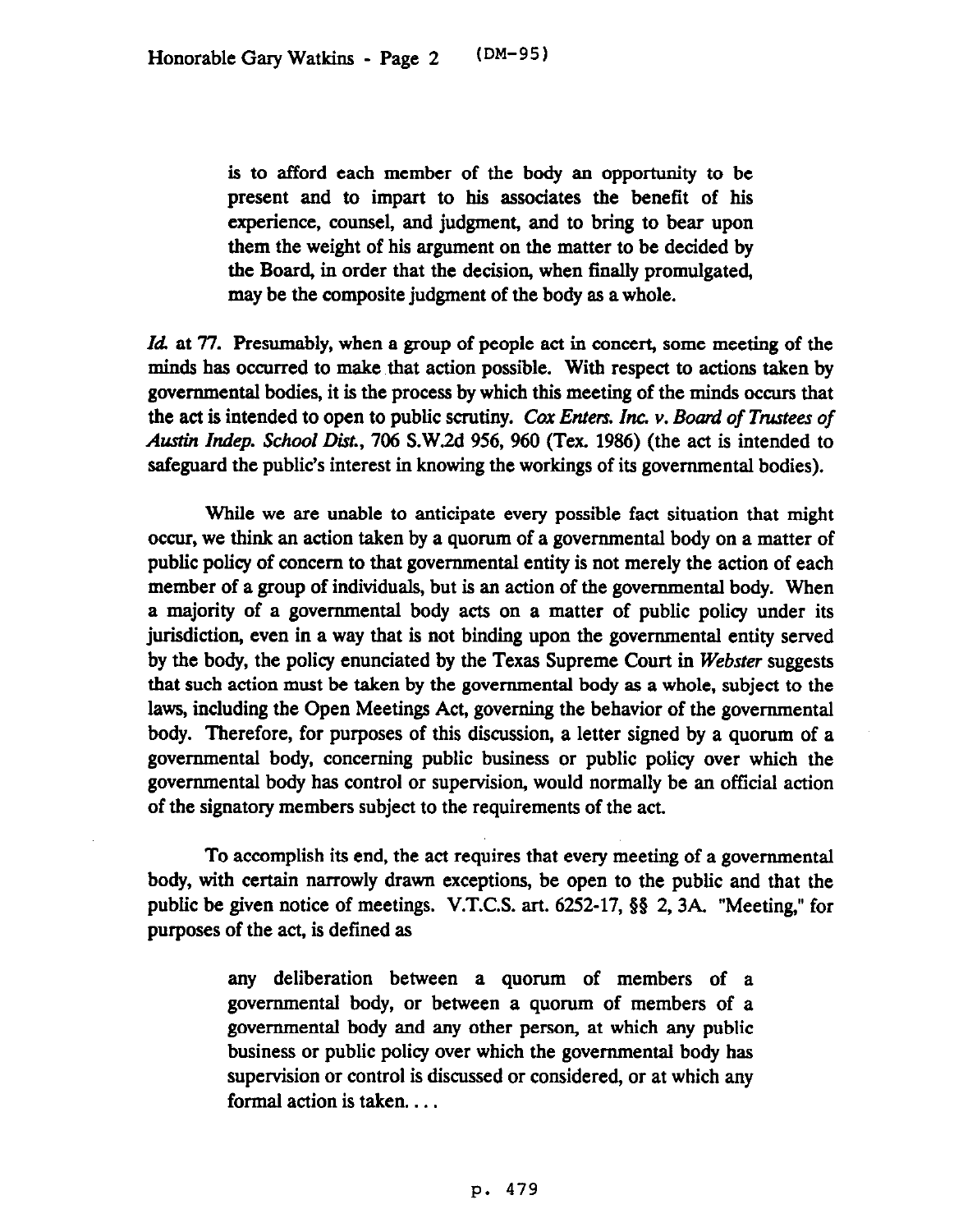> is to afford each member of the body an opportunity to be present and to impart to his associates the benefit of his experience, counsel, and judgment, and to bring to bear upon them the weight of his argument on the matter to be decided by the Board, in order that the decision, when finally promulgated, may be the composite judgment of the body as a whole.

*Id.* at 77. Presumably, when a group of people act in concert, some meeting of the minds has occurred to make that action possible. With respect to actions taken by governmental bodies, it is the process by which this meeting of the minds occurs that the act is intended to open to public scrutiny. *Cox Enters. Inc. v. Board of Trustees of Austin Indep. School Dist.*, 706 S.W.2d 956, 960 (Tex. 1986) (the act is intended to safeguard the public's interest in knowing the workings of its governmental bodies).

While we are unable to anticipate every possible fact situation that might occur, we think an action taken by a quorum of a governmental body on a matter of public policy of concern to that governmental entity is not merely the action of each member of a group of individuals, but is an action of the governmental body. When a majority of a governmental body acts on a matter of public policy under its jurisdiction, even in a way that is not binding upon the governmental entity served by the body, the policy enunciated by the Texas Supreme Court in *Webster* suggests that such action must be taken by the governmental body as a whole, subject to the laws, including the Open Meetings Act, governing the behavior of the governmental body. Therefore, for purposes of this discussion, a letter signed by a quorum of a governmental body, concerning public business or public policy over which the governmental body has control or supervision, would normally be an official action of the signatory members subject to the requirements of the act.

To accomplish its end, the act requires that every meeting of a governmental body, with certain narrowly drawn exceptions, be open to the public and that the public be given notice of meetings. V.T.C.S. art. 6252-17, §§ 2, 3A. "Meeting," for purposes of the act, is defined as

> any deliberation between a quorum of members of a governmental body, or between a quorum of members of a governmental body and any other person, at which any public business or public policy over which the governmental body has supervision or control is discussed or considered, or at which any formal action is taken. . . .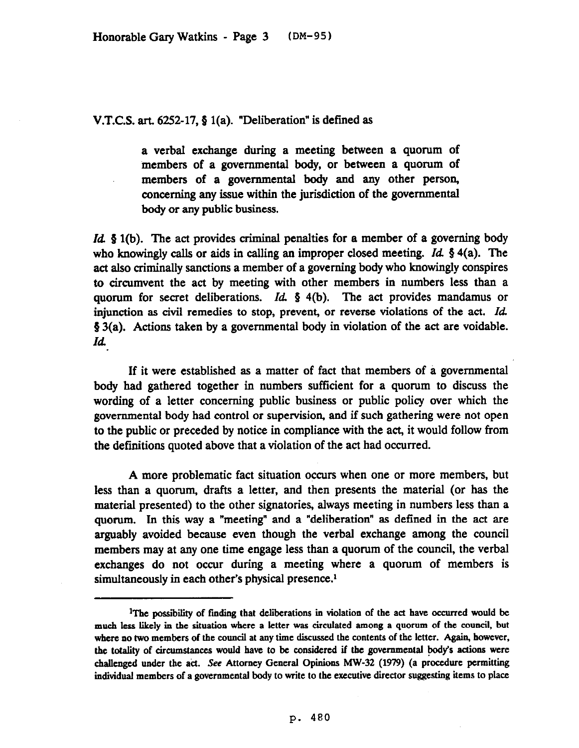V.T.C.S. art. 6252-17, § 1(a). "Deliberation" is defined as

> a verbal exchange during a meeting between a quorum of members of a governmental body, or between a quorum of members of a governmental body and any other person, concerning any issue within the jurisdiction of the governmental body or any public business.

*Id.* § 1(b). The act provides criminal penalties for a member of a governing body who knowingly calls or aids in calling an improper closed meeting. *Id.* § 4(a). The act also criminally sanctions a member of a governing body who knowingly conspires to circumvent the act by meeting with other members in numbers less than a quorum for secret deliberations. *Id.* § 4(b). The act provides mandamus or injunction as civil remedies to stop, prevent, or reverse violations of the act. *Id.* § 3(a). Actions taken by a governmental body in violation of the act are voidable. *Id.*

If it were established as a matter of fact that members of a governmental body had gathered together in numbers sufficient for a quorum to discuss the wording of a letter concerning public business or public policy over which the governmental body had control or supervision, and if such gathering were not open to the public or preceded by notice in compliance with the act, it would follow from the definitions quoted above that a violation of the act had occurred.

A more problematic fact situation occurs when one or more members, but less than a quorum, drafts a letter, and then presents the material (or has the material presented) to the other signatories, always meeting in numbers less than a quorum. In this way a "meeting" and a "deliberation" as defined in the act are arguably avoided because even though the verbal exchange among the council members may at any one time engage less than a quorum of the council, the verbal exchanges do not occur during a meeting where a quorum of members is simultaneously in each other's physical presence.[1]

---

[1]The possibility of finding that deliberations in violation of the act have occurred would be much less likely in the situation where a letter was circulated among a quorum of the council, but where no two members of the council at any time discussed the contents of the letter. Again, however, the totality of circumstances would have to be considered if the governmental body's actions were challenged under the act. *See* Attorney General Opinions MW-32 (1979) (a procedure permitting individual members of a governmental body to write to the executive director suggesting items to place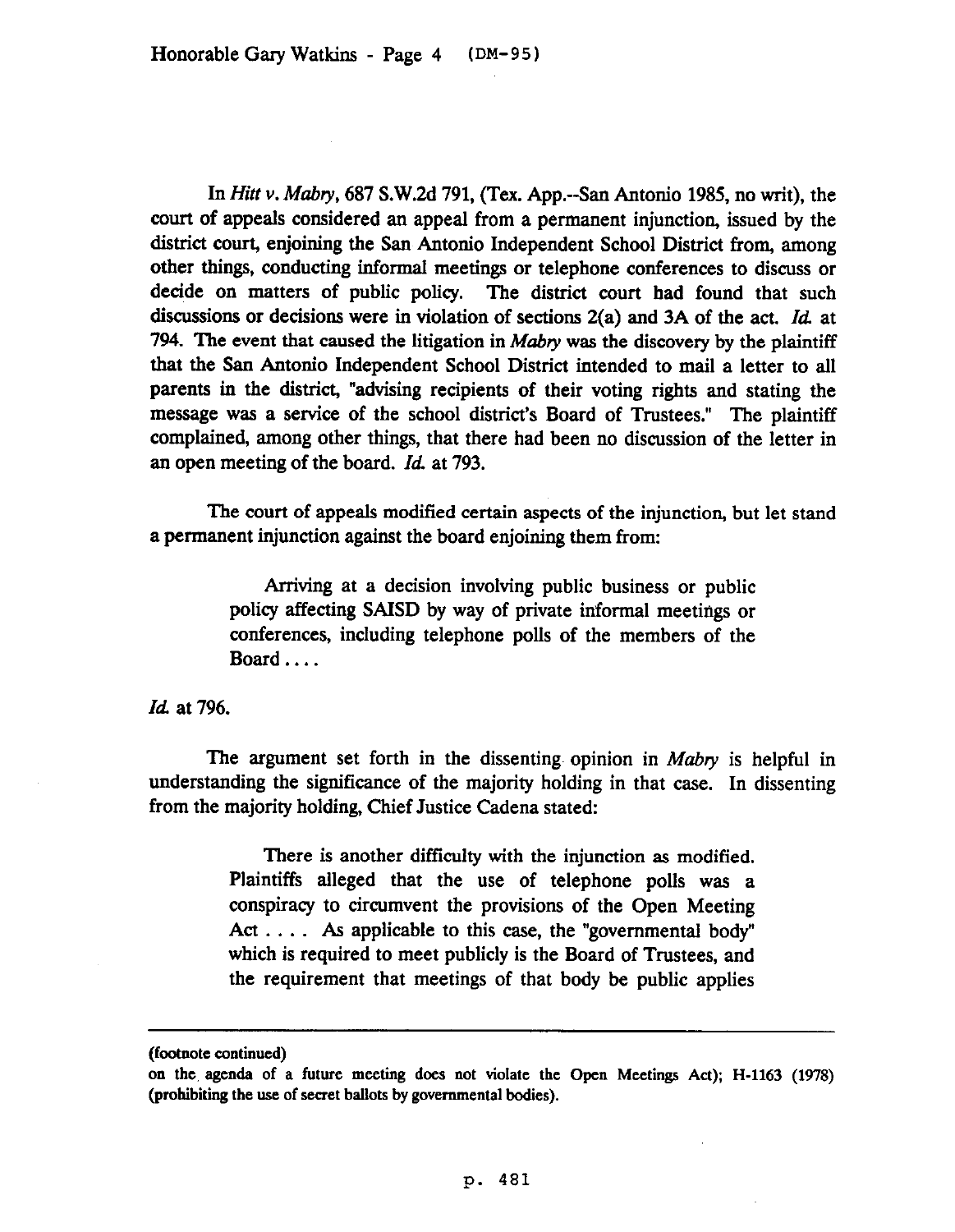In *Hitt v. Mabry*, 687 S.W.2d 791, (Tex. App.--San Antonio 1985, no writ), the court of appeals considered an appeal from a permanent injunction, issued by the district court, enjoining the San Antonio Independent School District from, among other things, conducting informal meetings or telephone conferences to discuss or decide on matters of public policy. The district court had found that such discussions or decisions were in violation of sections 2(a) and 3A of the act. *Id.* at 794. The event that caused the litigation in *Mabry* was the discovery by the plaintiff that the San Antonio Independent School District intended to mail a letter to all parents in the district, "advising recipients of their voting rights and stating the message was a service of the school district's Board of Trustees." The plaintiff complained, among other things, that there had been no discussion of the letter in an open meeting of the board. *Id.* at 793.

The court of appeals modified certain aspects of the injunction, but let stand a permanent injunction against the board enjoining them from:

> Arriving at a decision involving public business or public policy affecting SAISD by way of private informal meetings or conferences, including telephone polls of the members of the Board . . . .

*Id.* at 796.

The argument set forth in the dissenting opinion in *Mabry* is helpful in understanding the significance of the majority holding in that case. In dissenting from the majority holding, Chief Justice Cadena stated:

> There is another difficulty with the injunction as modified. Plaintiffs alleged that the use of telephone polls was a conspiracy to circumvent the provisions of the Open Meeting Act . . . . As applicable to this case, the "governmental body" which is required to meet publicly is the Board of Trustees, and the requirement that meetings of that body be public applies

---

(footnote continued)

on the agenda of a future meeting does not violate the Open Meetings Act); H-1163 (1978) (prohibiting the use of secret ballots by governmental bodies).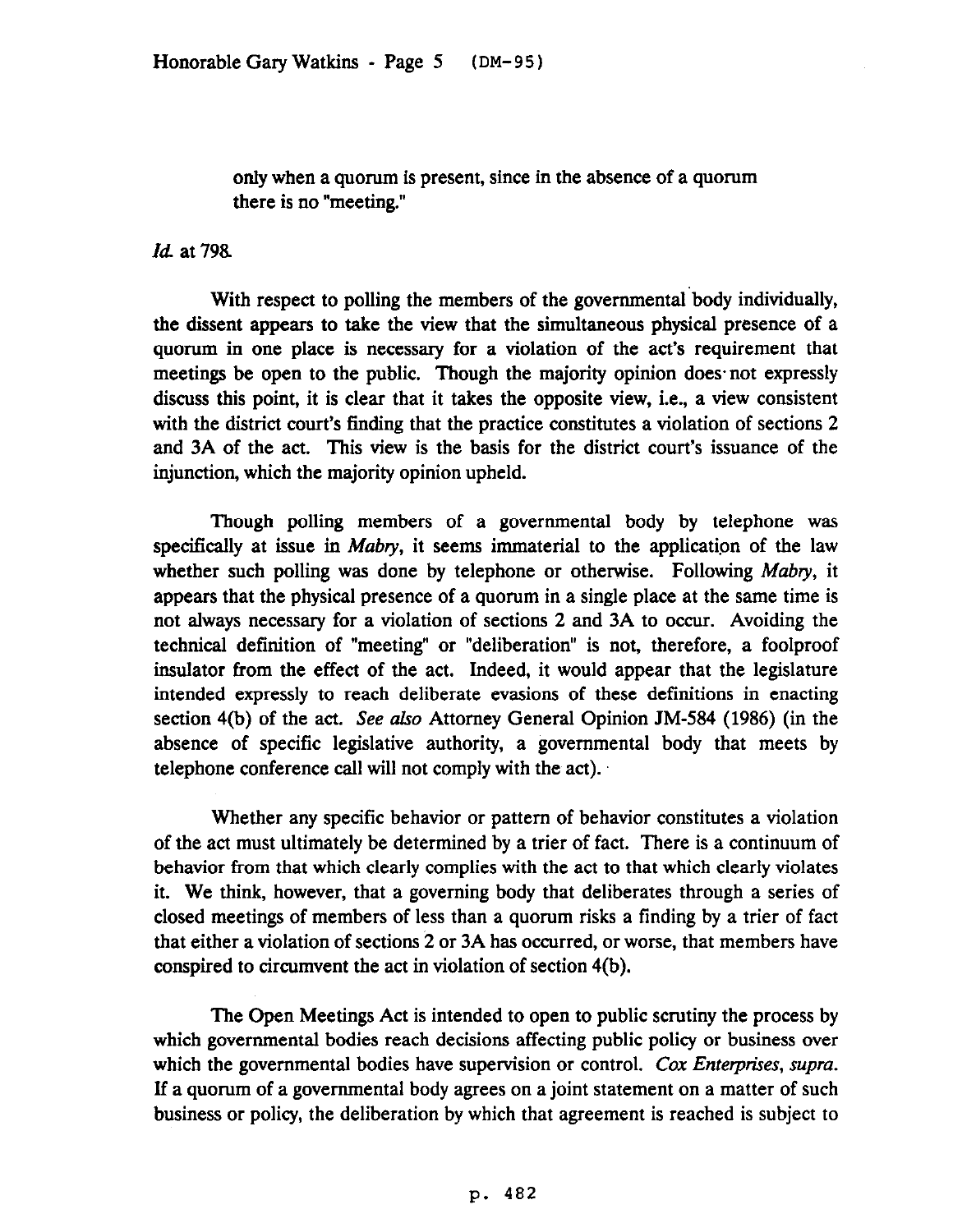> only when a quorum is present, since in the absence of a quorum there is no "meeting."

*Id.* at 798.

With respect to polling the members of the governmental body individually, the dissent appears to take the view that the simultaneous physical presence of a quorum in one place is necessary for a violation of the act's requirement that meetings be open to the public. Though the majority opinion does not expressly discuss this point, it is clear that it takes the opposite view, i.e., a view consistent with the district court's finding that the practice constitutes a violation of sections 2 and 3A of the act. This view is the basis for the district court's issuance of the injunction, which the majority opinion upheld.

Though polling members of a governmental body by telephone was specifically at issue in *Mabry*, it seems immaterial to the application of the law whether such polling was done by telephone or otherwise. Following *Mabry*, it appears that the physical presence of a quorum in a single place at the same time is not always necessary for a violation of sections 2 and 3A to occur. Avoiding the technical definition of "meeting" or "deliberation" is not, therefore, a foolproof insulator from the effect of the act. Indeed, it would appear that the legislature intended expressly to reach deliberate evasions of these definitions in enacting section 4(b) of the act. *See also* Attorney General Opinion JM-584 (1986) (in the absence of specific legislative authority, a governmental body that meets by telephone conference call will not comply with the act).

Whether any specific behavior or pattern of behavior constitutes a violation of the act must ultimately be determined by a trier of fact. There is a continuum of behavior from that which clearly complies with the act to that which clearly violates it. We think, however, that a governing body that deliberates through a series of closed meetings of members of less than a quorum risks a finding by a trier of fact that either a violation of sections 2 or 3A has occurred, or worse, that members have conspired to circumvent the act in violation of section 4(b).

The Open Meetings Act is intended to open to public scrutiny the process by which governmental bodies reach decisions affecting public policy or business over which the governmental bodies have supervision or control. *Cox Enterprises, supra.* If a quorum of a governmental body agrees on a joint statement on a matter of such business or policy, the deliberation by which that agreement is reached is subject to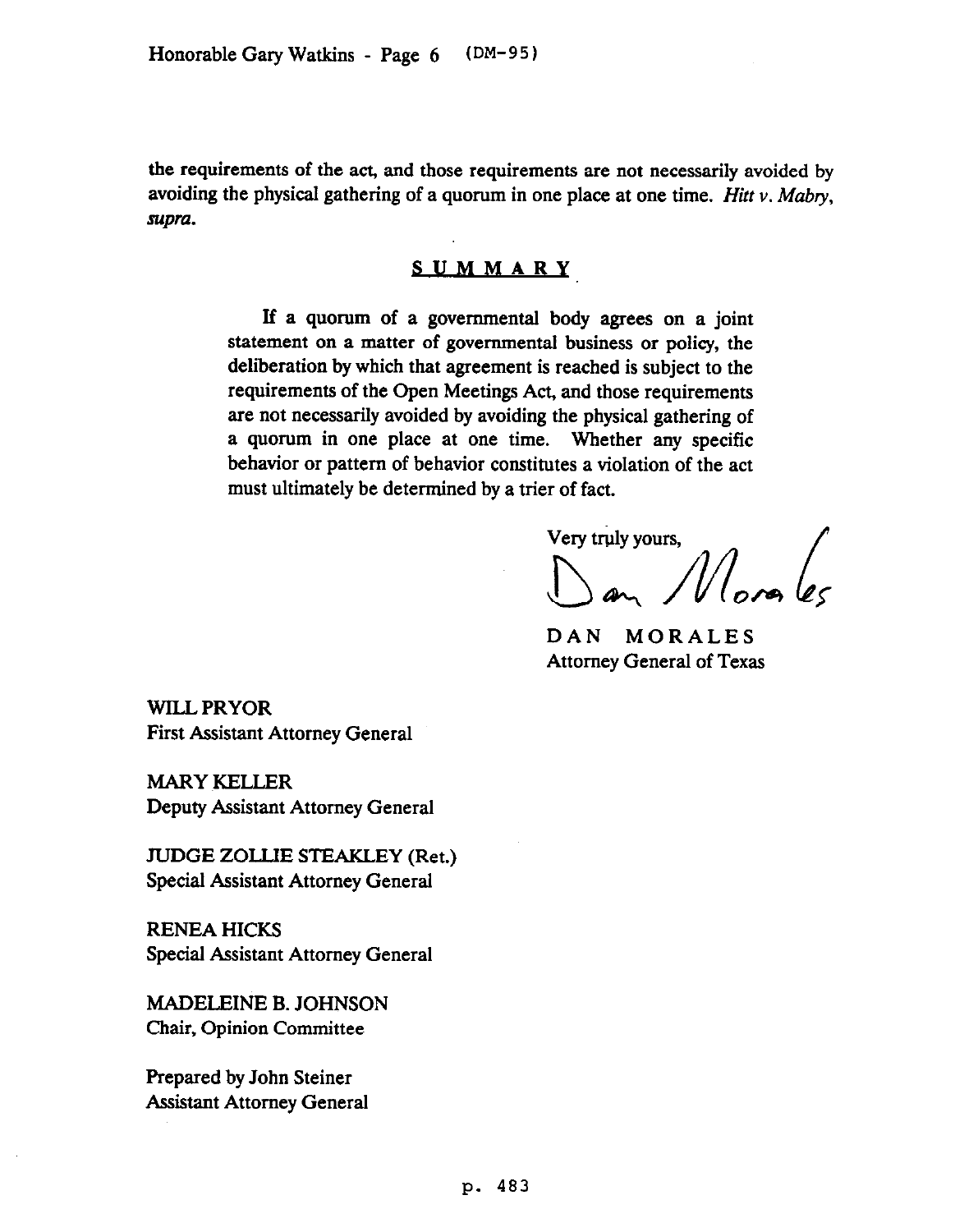the requirements of the act, and those requirements are not necessarily avoided by avoiding the physical gathering of a quorum in one place at one time. *Hitt v. Mabry*, *supra*.

## SUMMARY

If a quorum of a governmental body agrees on a joint statement on a matter of governmental business or policy, the deliberation by which that agreement is reached is subject to the requirements of the Open Meetings Act, and those requirements are not necessarily avoided by avoiding the physical gathering of a quorum in one place at one time. Whether any specific behavior or pattern of behavior constitutes a violation of the act must ultimately be determined by a trier of fact.

Very truly yours,

Dan Morales

DAN MORALES
Attorney General of Texas

WILL PRYOR
First Assistant Attorney General

MARY KELLER
Deputy Assistant Attorney General

JUDGE ZOLLIE STEAKLEY (Ret.)
Special Assistant Attorney General

RENEA HICKS
Special Assistant Attorney General

MADELEINE B. JOHNSON
Chair, Opinion Committee

Prepared by John Steiner
Assistant Attorney General